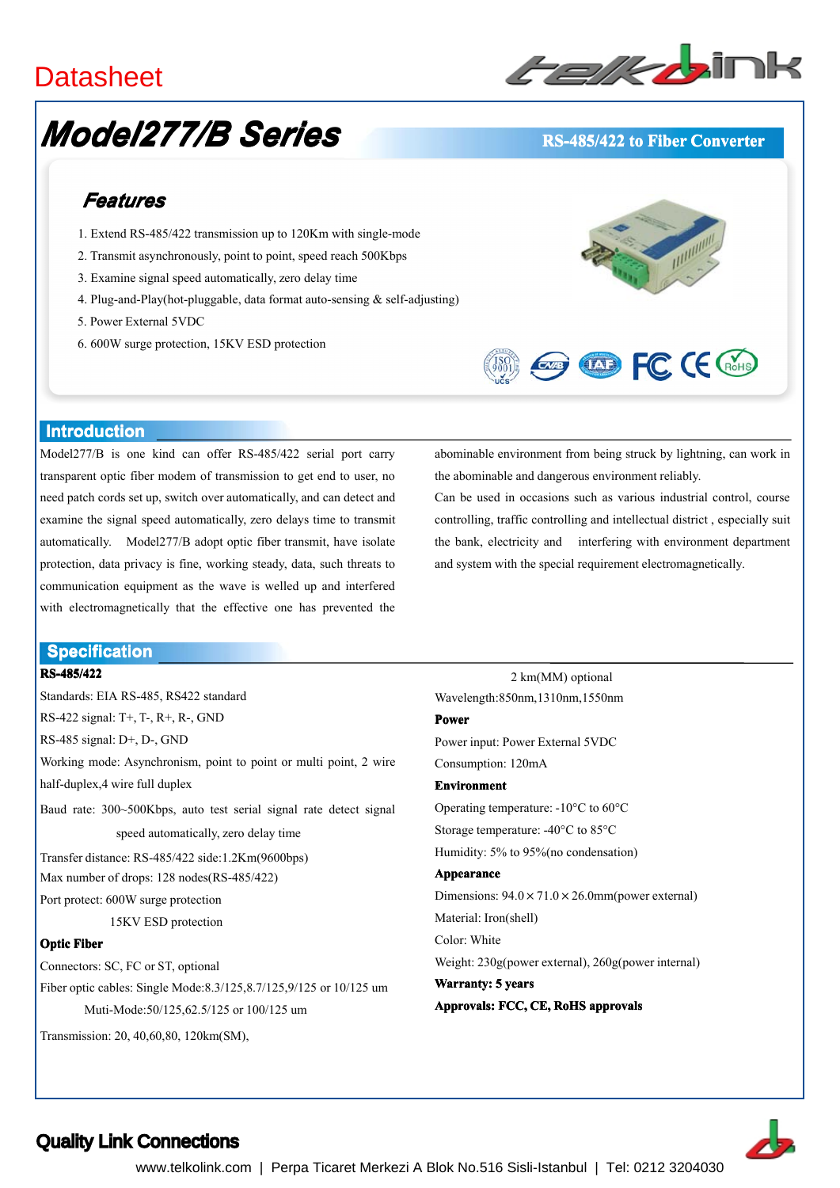Datasheet

# Model277/B Series

**RS-485/422 to Fiber Converter**

## Features

1. Extend RS-485/422 transmission up to 120Km with single-mode
2. Transmit asynchronously, point to point, speed reach 500Kbps
3. Examine signal speed automatically, zero delay time
4. Plug-and-Play(hot-pluggable, data format auto-sensing & self-adjusting)
5. Power External 5VDC
6. 600W surge protection, 15KV ESD protection

## Introduction

Model277/B is one kind can offer RS-485/422 serial port carry transparent optic fiber modem of transmission to get end to user, no need patch cords set up, switch over automatically, and can detect and examine the signal speed automatically, zero delays time to transmit automatically. Model277/B adopt optic fiber transmit, have isolate protection, data privacy is fine, working steady, data, such threats to communication equipment as the wave is welled up and interfered with electromagnetically that the effective one has prevented the abominable environment from being struck by lightning, can work in the abominable and dangerous environment reliably.

Can be used in occasions such as various industrial control, course controlling, traffic controlling and intellectual district , especially suit the bank, electricity and interfering with environment department and system with the special requirement electromagnetically.

## Specification

**RS-485/422**

Standards: EIA RS-485, RS422 standard

RS-422 signal: T+, T-, R+, R-, GND

RS-485 signal: D+, D-, GND

Working mode: Asynchronism, point to point or multi point, 2 wire half-duplex,4 wire full duplex

Baud rate: 300~500Kbps, auto test serial signal rate detect signal speed automatically, zero delay time

Transfer distance: RS-485/422 side:1.2Km(9600bps)

Max number of drops: 128 nodes(RS-485/422)

Port protect: 600W surge protection
15KV ESD protection

**Optic Fiber**

Connectors: SC, FC or ST, optional

Fiber optic cables: Single Mode:8.3/125,8.7/125,9/125 or 10/125 um
Muti-Mode:50/125,62.5/125 or 100/125 um

Transmission: 20, 40,60,80, 120km(SM),
2 km(MM) optional

Wavelength:850nm,1310nm,1550nm

**Power**

Power input: Power External 5VDC

Consumption: 120mA

**Environment**

Operating temperature: -10°C to 60°C

Storage temperature: -40°C to 85°C

Humidity: 5% to 95%(no condensation)

**Appearance**

Dimensions: 94.0 × 71.0 × 26.0mm(power external)

Material: Iron(shell)

Color: White

Weight: 230g(power external), 260g(power internal)

**Warranty: 5 years**

**Approvals: FCC, CE, RoHS approvals**

**Quality Link Connections**

www.telkolink.com | Perpa Ticaret Merkezi A Blok No.516 Sisli-Istanbul | Tel: 0212 3204030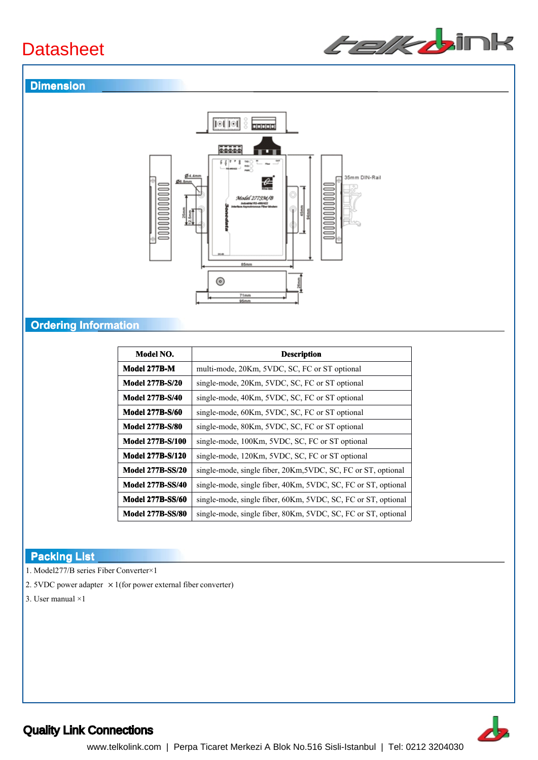Datasheet

## Dimension

35mm DIN-Rail

Ø4.4mm

Ø6.8mm

25mm

12.5mm

45mm

94mm

85mm

26mm

71mm

95mm

Model 277SM/B

## Ordering Information

| Model NO. | Description |
|---|---|
| **Model 277B-M** | multi-mode, 20Km, 5VDC, SC, FC or ST optional |
| **Model 277B-S/20** | single-mode, 20Km, 5VDC, SC, FC or ST optional |
| **Model 277B-S/40** | single-mode, 40Km, 5VDC, SC, FC or ST optional |
| **Model 277B-S/60** | single-mode, 60Km, 5VDC, SC, FC or ST optional |
| **Model 277B-S/80** | single-mode, 80Km, 5VDC, SC, FC or ST optional |
| **Model 277B-S/100** | single-mode, 100Km, 5VDC, SC, FC or ST optional |
| **Model 277B-S/120** | single-mode, 120Km, 5VDC, SC, FC or ST optional |
| **Model 277B-SS/20** | single-mode, single fiber, 20Km,5VDC, SC, FC or ST, optional |
| **Model 277B-SS/40** | single-mode, single fiber, 40Km, 5VDC, SC, FC or ST, optional |
| **Model 277B-SS/60** | single-mode, single fiber, 60Km, 5VDC, SC, FC or ST, optional |
| **Model 277B-SS/80** | single-mode, single fiber, 80Km, 5VDC, SC, FC or ST, optional |

## Packing List

1. Model277/B series Fiber Converter×1
2. 5VDC power adapter ×1(for power external fiber converter)
3. User manual ×1

**Quality Link Connections**

www.telkolink.com | Perpa Ticaret Merkezi A Blok No.516 Sisli-Istanbul | Tel: 0212 3204030